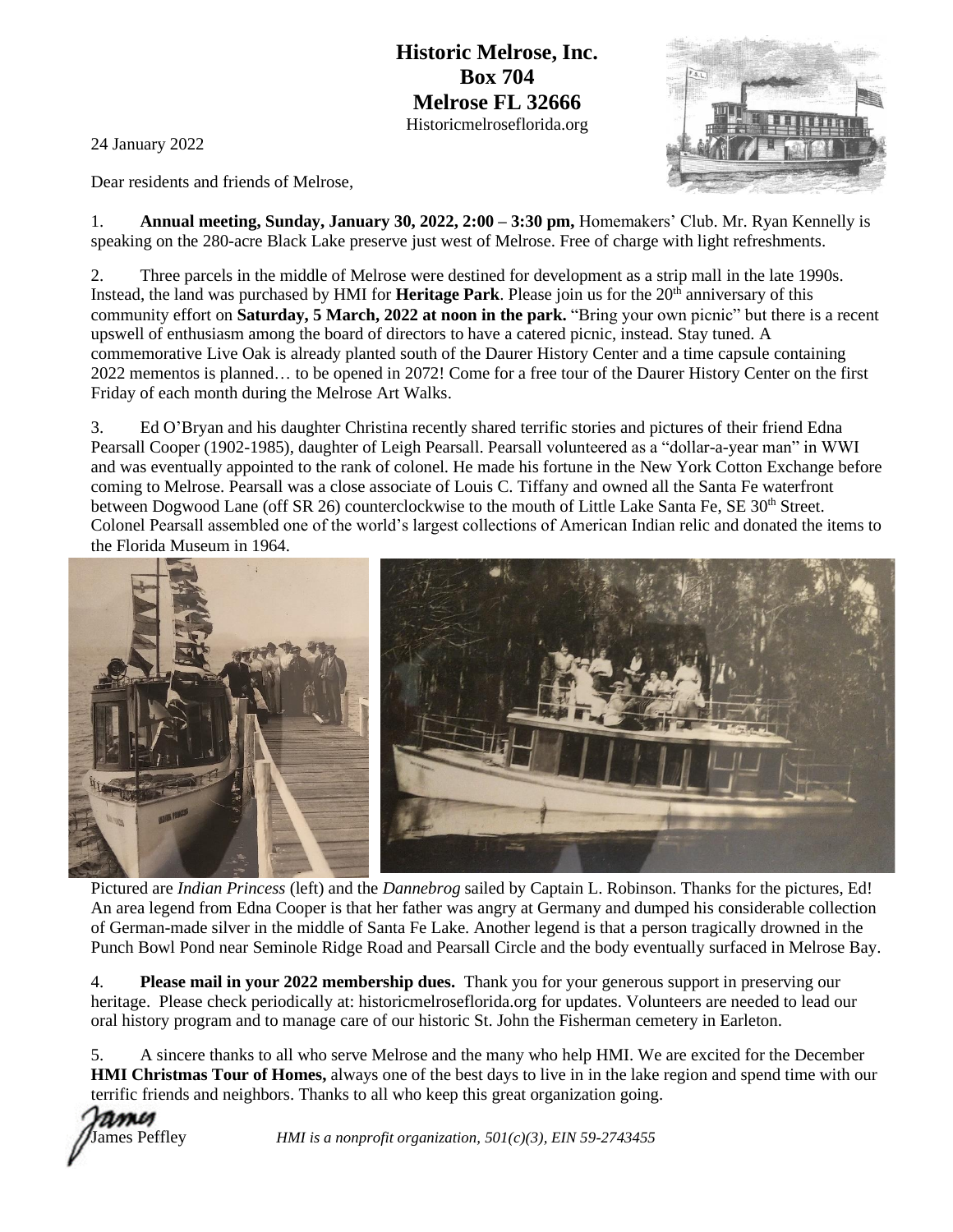**Historic Melrose, Inc.**
**Box 704**
**Melrose FL 32666**
Historicmelroseflorida.org

24 January 2022

Dear residents and friends of Melrose,

1. **Annual meeting, Sunday, January 30, 2022, 2:00 – 3:30 pm,** Homemakers' Club. Mr. Ryan Kennelly is speaking on the 280-acre Black Lake preserve just west of Melrose. Free of charge with light refreshments.

2. Three parcels in the middle of Melrose were destined for development as a strip mall in the late 1990s. Instead, the land was purchased by HMI for **Heritage Park**. Please join us for the 20th anniversary of this community effort on **Saturday, 5 March, 2022 at noon in the park.** "Bring your own picnic" but there is a recent upswell of enthusiasm among the board of directors to have a catered picnic, instead. Stay tuned. A commemorative Live Oak is already planted south of the Daurer History Center and a time capsule containing 2022 mementos is planned… to be opened in 2072! Come for a free tour of the Daurer History Center on the first Friday of each month during the Melrose Art Walks.

3. Ed O'Bryan and his daughter Christina recently shared terrific stories and pictures of their friend Edna Pearsall Cooper (1902-1985), daughter of Leigh Pearsall. Pearsall volunteered as a "dollar-a-year man" in WWI and was eventually appointed to the rank of colonel. He made his fortune in the New York Cotton Exchange before coming to Melrose. Pearsall was a close associate of Louis C. Tiffany and owned all the Santa Fe waterfront between Dogwood Lane (off SR 26) counterclockwise to the mouth of Little Lake Santa Fe, SE 30th Street. Colonel Pearsall assembled one of the world's largest collections of American Indian relic and donated the items to the Florida Museum in 1964.

Pictured are *Indian Princess* (left) and the *Dannebrog* sailed by Captain L. Robinson. Thanks for the pictures, Ed! An area legend from Edna Cooper is that her father was angry at Germany and dumped his considerable collection of German-made silver in the middle of Santa Fe Lake. Another legend is that a person tragically drowned in the Punch Bowl Pond near Seminole Ridge Road and Pearsall Circle and the body eventually surfaced in Melrose Bay.

4. **Please mail in your 2022 membership dues.** Thank you for your generous support in preserving our heritage. Please check periodically at: historicmelroseflorida.org for updates. Volunteers are needed to lead our oral history program and to manage care of our historic St. John the Fisherman cemetery in Earleton.

5. A sincere thanks to all who serve Melrose and the many who help HMI. We are excited for the December **HMI Christmas Tour of Homes,** always one of the best days to live in in the lake region and spend time with our terrific friends and neighbors. Thanks to all who keep this great organization going.

James
James Peffley

*HMI is a nonprofit organization, 501(c)(3), EIN 59-2743455*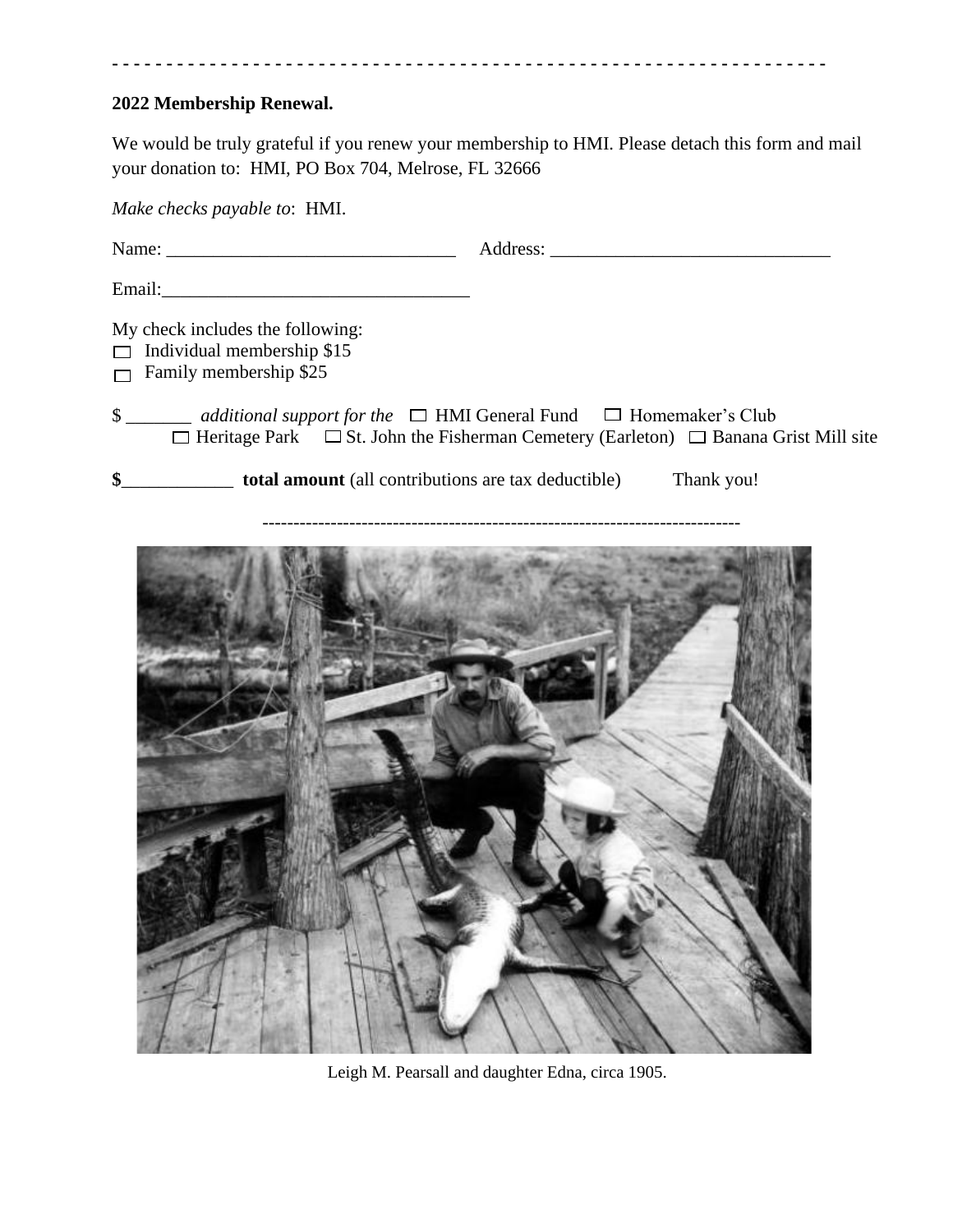- - - - - - - - - - - - - - - - - - - - - - - - - - - - - - - - - - - - - - - - - - - - - - - - - - - - - - - - - - - - - - - - -

**2022 Membership Renewal.**

We would be truly grateful if you renew your membership to HMI. Please detach this form and mail your donation to: HMI, PO Box 704, Melrose, FL 32666

*Make checks payable to*: HMI.

Name: _______________________________ Address: ______________________________

Email:_________________________________

My check includes the following:

☐ Individual membership $15
☐ Family membership $25

$ _______ *additional support for the* ☐ HMI General Fund ☐ Homemaker's Club
☐ Heritage Park ☐ St. John the Fisherman Cemetery (Earleton) ☐ Banana Grist Mill site

**$**____________ **total amount** (all contributions are tax deductible) Thank you!

-----------------------------------------------------------------------------

Leigh M. Pearsall and daughter Edna, circa 1905.